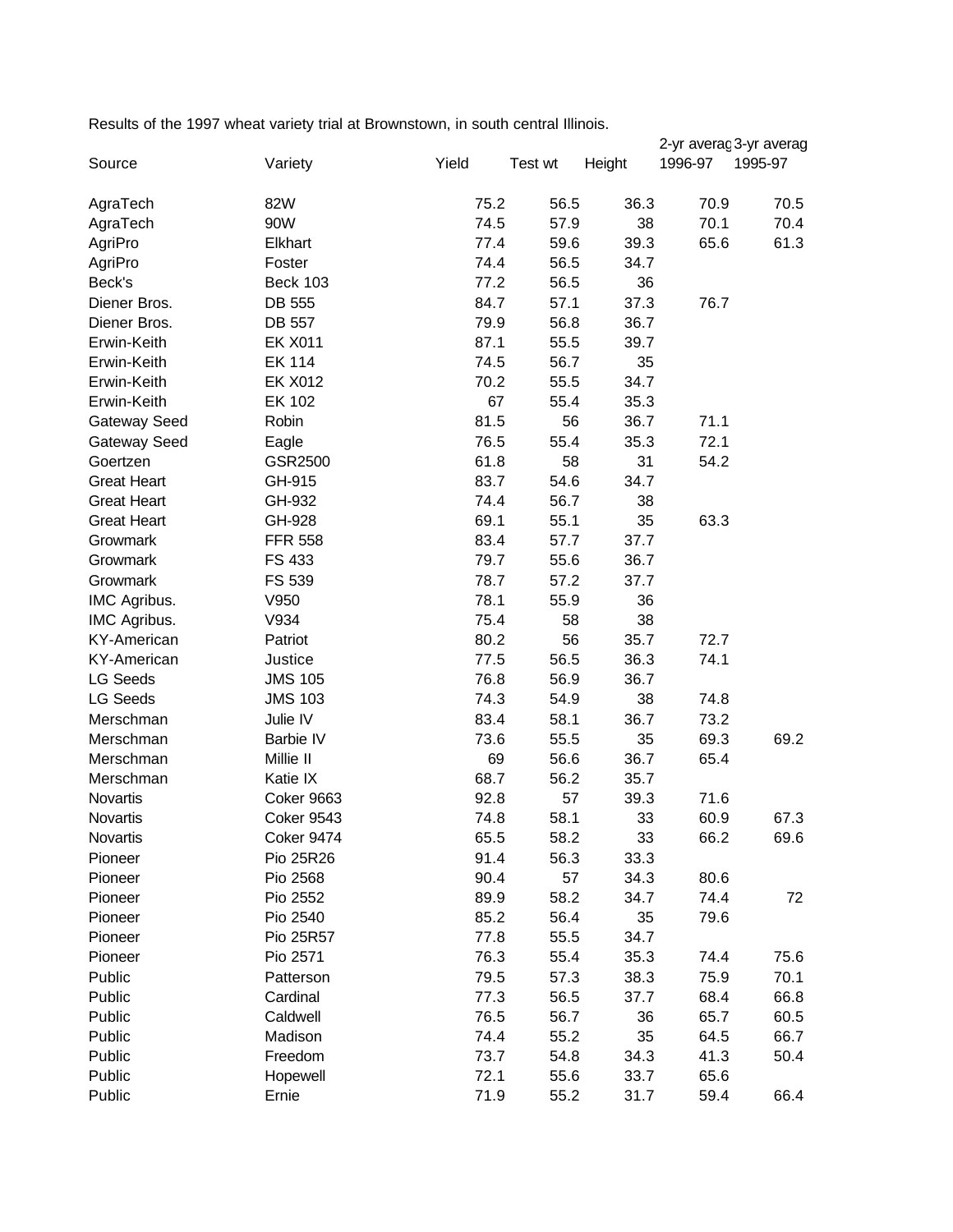Results of the 1997 wheat variety trial at Brownstown, in south central Illinois.

| Source | Variety | Yield | Test wt | Height | 2-yr averag 1996-97 | 3-yr averag 1995-97 |
|---|---|---|---|---|---|---|
| AgraTech | 82W | 75.2 | 56.5 | 36.3 | 70.9 | 70.5 |
| AgraTech | 90W | 74.5 | 57.9 | 38 | 70.1 | 70.4 |
| AgriPro | Elkhart | 77.4 | 59.6 | 39.3 | 65.6 | 61.3 |
| AgriPro | Foster | 74.4 | 56.5 | 34.7 | | |
| Beck's | Beck 103 | 77.2 | 56.5 | 36 | | |
| Diener Bros. | DB 555 | 84.7 | 57.1 | 37.3 | 76.7 | |
| Diener Bros. | DB 557 | 79.9 | 56.8 | 36.7 | | |
| Erwin-Keith | EK X011 | 87.1 | 55.5 | 39.7 | | |
| Erwin-Keith | EK 114 | 74.5 | 56.7 | 35 | | |
| Erwin-Keith | EK X012 | 70.2 | 55.5 | 34.7 | | |
| Erwin-Keith | EK 102 | 67 | 55.4 | 35.3 | | |
| Gateway Seed | Robin | 81.5 | 56 | 36.7 | 71.1 | |
| Gateway Seed | Eagle | 76.5 | 55.4 | 35.3 | 72.1 | |
| Goertzen | GSR2500 | 61.8 | 58 | 31 | 54.2 | |
| Great Heart | GH-915 | 83.7 | 54.6 | 34.7 | | |
| Great Heart | GH-932 | 74.4 | 56.7 | 38 | | |
| Great Heart | GH-928 | 69.1 | 55.1 | 35 | 63.3 | |
| Growmark | FFR 558 | 83.4 | 57.7 | 37.7 | | |
| Growmark | FS 433 | 79.7 | 55.6 | 36.7 | | |
| Growmark | FS 539 | 78.7 | 57.2 | 37.7 | | |
| IMC Agribus. | V950 | 78.1 | 55.9 | 36 | | |
| IMC Agribus. | V934 | 75.4 | 58 | 38 | | |
| KY-American | Patriot | 80.2 | 56 | 35.7 | 72.7 | |
| KY-American | Justice | 77.5 | 56.5 | 36.3 | 74.1 | |
| LG Seeds | JMS 105 | 76.8 | 56.9 | 36.7 | | |
| LG Seeds | JMS 103 | 74.3 | 54.9 | 38 | 74.8 | |
| Merschman | Julie IV | 83.4 | 58.1 | 36.7 | 73.2 | |
| Merschman | Barbie IV | 73.6 | 55.5 | 35 | 69.3 | 69.2 |
| Merschman | Millie II | 69 | 56.6 | 36.7 | 65.4 | |
| Merschman | Katie IX | 68.7 | 56.2 | 35.7 | | |
| Novartis | Coker 9663 | 92.8 | 57 | 39.3 | 71.6 | |
| Novartis | Coker 9543 | 74.8 | 58.1 | 33 | 60.9 | 67.3 |
| Novartis | Coker 9474 | 65.5 | 58.2 | 33 | 66.2 | 69.6 |
| Pioneer | Pio 25R26 | 91.4 | 56.3 | 33.3 | | |
| Pioneer | Pio 2568 | 90.4 | 57 | 34.3 | 80.6 | |
| Pioneer | Pio 2552 | 89.9 | 58.2 | 34.7 | 74.4 | 72 |
| Pioneer | Pio 2540 | 85.2 | 56.4 | 35 | 79.6 | |
| Pioneer | Pio 25R57 | 77.8 | 55.5 | 34.7 | | |
| Pioneer | Pio 2571 | 76.3 | 55.4 | 35.3 | 74.4 | 75.6 |
| Public | Patterson | 79.5 | 57.3 | 38.3 | 75.9 | 70.1 |
| Public | Cardinal | 77.3 | 56.5 | 37.7 | 68.4 | 66.8 |
| Public | Caldwell | 76.5 | 56.7 | 36 | 65.7 | 60.5 |
| Public | Madison | 74.4 | 55.2 | 35 | 64.5 | 66.7 |
| Public | Freedom | 73.7 | 54.8 | 34.3 | 41.3 | 50.4 |
| Public | Hopewell | 72.1 | 55.6 | 33.7 | 65.6 | |
| Public | Ernie | 71.9 | 55.2 | 31.7 | 59.4 | 66.4 |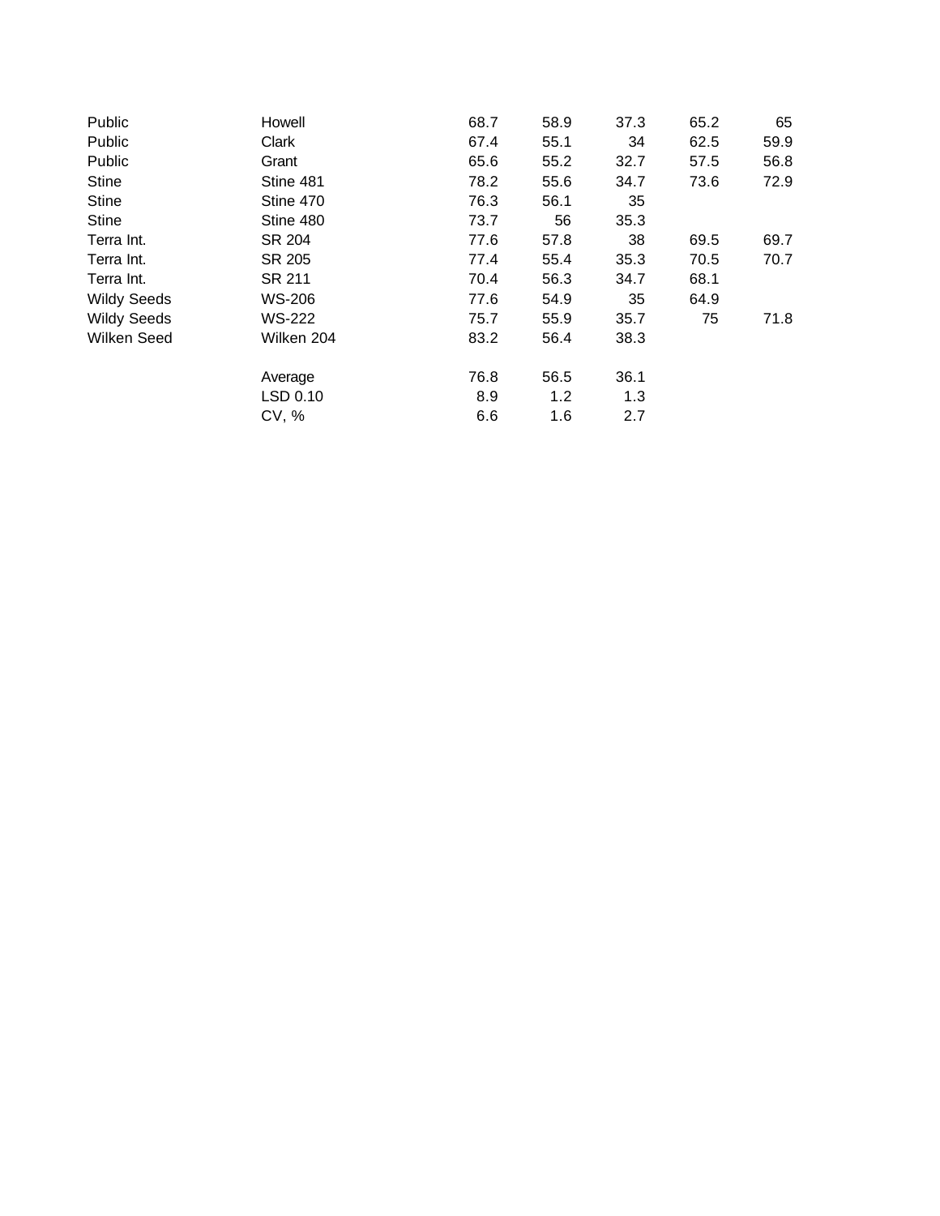| | | | | | | |
|---|---|---|---|---|---|---|
| Public | Howell | 68.7 | 58.9 | 37.3 | 65.2 | 65 |
| Public | Clark | 67.4 | 55.1 | 34 | 62.5 | 59.9 |
| Public | Grant | 65.6 | 55.2 | 32.7 | 57.5 | 56.8 |
| Stine | Stine 481 | 78.2 | 55.6 | 34.7 | 73.6 | 72.9 |
| Stine | Stine 470 | 76.3 | 56.1 | 35 | | |
| Stine | Stine 480 | 73.7 | 56 | 35.3 | | |
| Terra Int. | SR 204 | 77.6 | 57.8 | 38 | 69.5 | 69.7 |
| Terra Int. | SR 205 | 77.4 | 55.4 | 35.3 | 70.5 | 70.7 |
| Terra Int. | SR 211 | 70.4 | 56.3 | 34.7 | 68.1 | |
| Wildy Seeds | WS-206 | 77.6 | 54.9 | 35 | 64.9 | |
| Wildy Seeds | WS-222 | 75.7 | 55.9 | 35.7 | 75 | 71.8 |
| Wilken Seed | Wilken 204 | 83.2 | 56.4 | 38.3 | | |
| | | | | | | |
| | Average | 76.8 | 56.5 | 36.1 | | |
| | LSD 0.10 | 8.9 | 1.2 | 1.3 | | |
| | CV, % | 6.6 | 1.6 | 2.7 | | |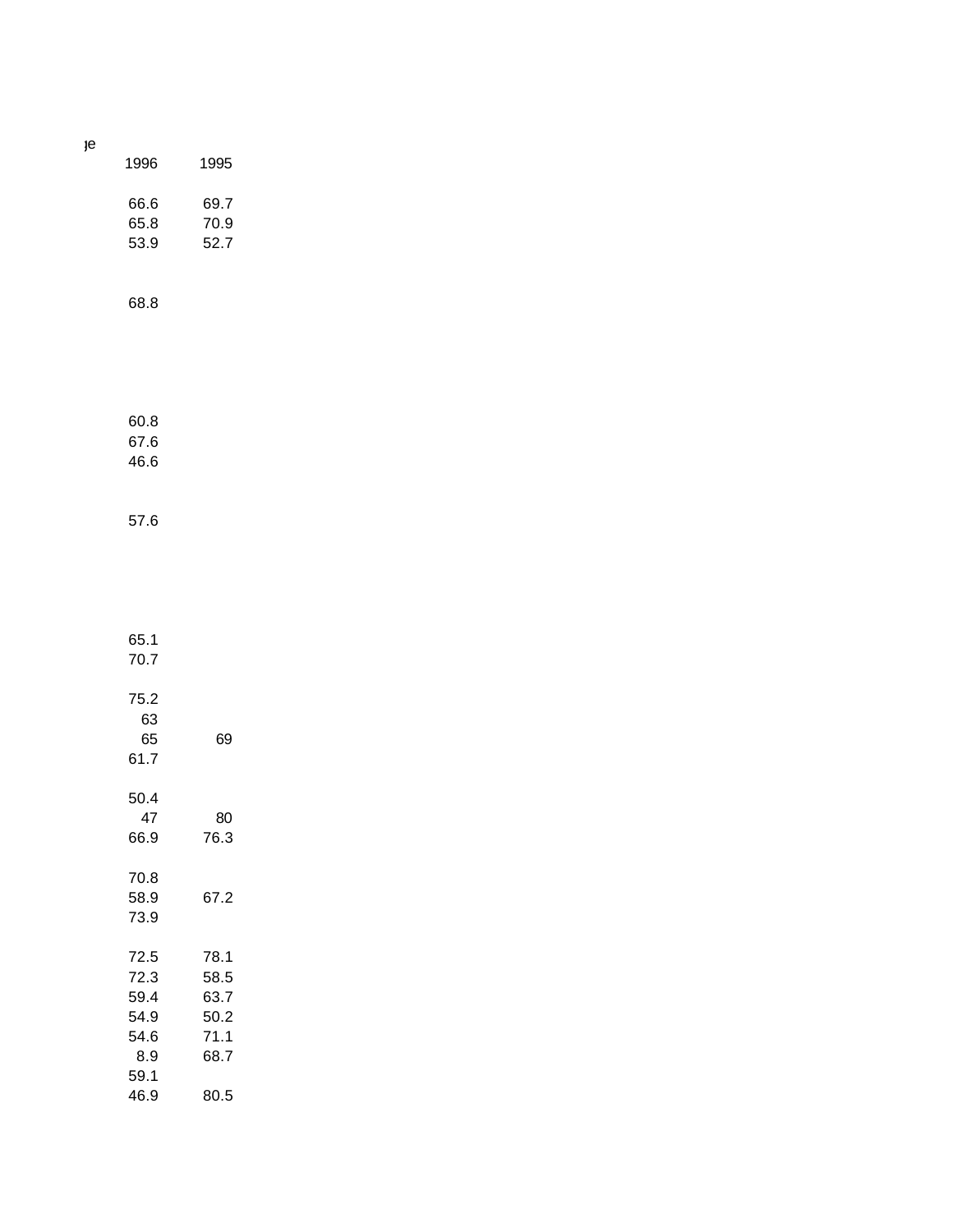ge

| 1996 | 1995 |
|---|---|
| | |
| 66.6 | 69.7 |
| 65.8 | 70.9 |
| 53.9 | 52.7 |
| | |
| | |
| 68.8 | |
| | |
| | |
| | |
| | |
| | |
| 60.8 | |
| 67.6 | |
| 46.6 | |
| | |
| | |
| 57.6 | |
| | |
| | |
| | |
| | |
| | |
| 65.1 | |
| 70.7 | |
| | |
| 75.2 | |
| 63 | |
| 65 | 69 |
| 61.7 | |
| | |
| 50.4 | |
| 47 | 80 |
| 66.9 | 76.3 |
| | |
| 70.8 | |
| 58.9 | 67.2 |
| 73.9 | |
| | |
| 72.5 | 78.1 |
| 72.3 | 58.5 |
| 59.4 | 63.7 |
| 54.9 | 50.2 |
| 54.6 | 71.1 |
| 8.9 | 68.7 |
| 59.1 | |
| 46.9 | 80.5 |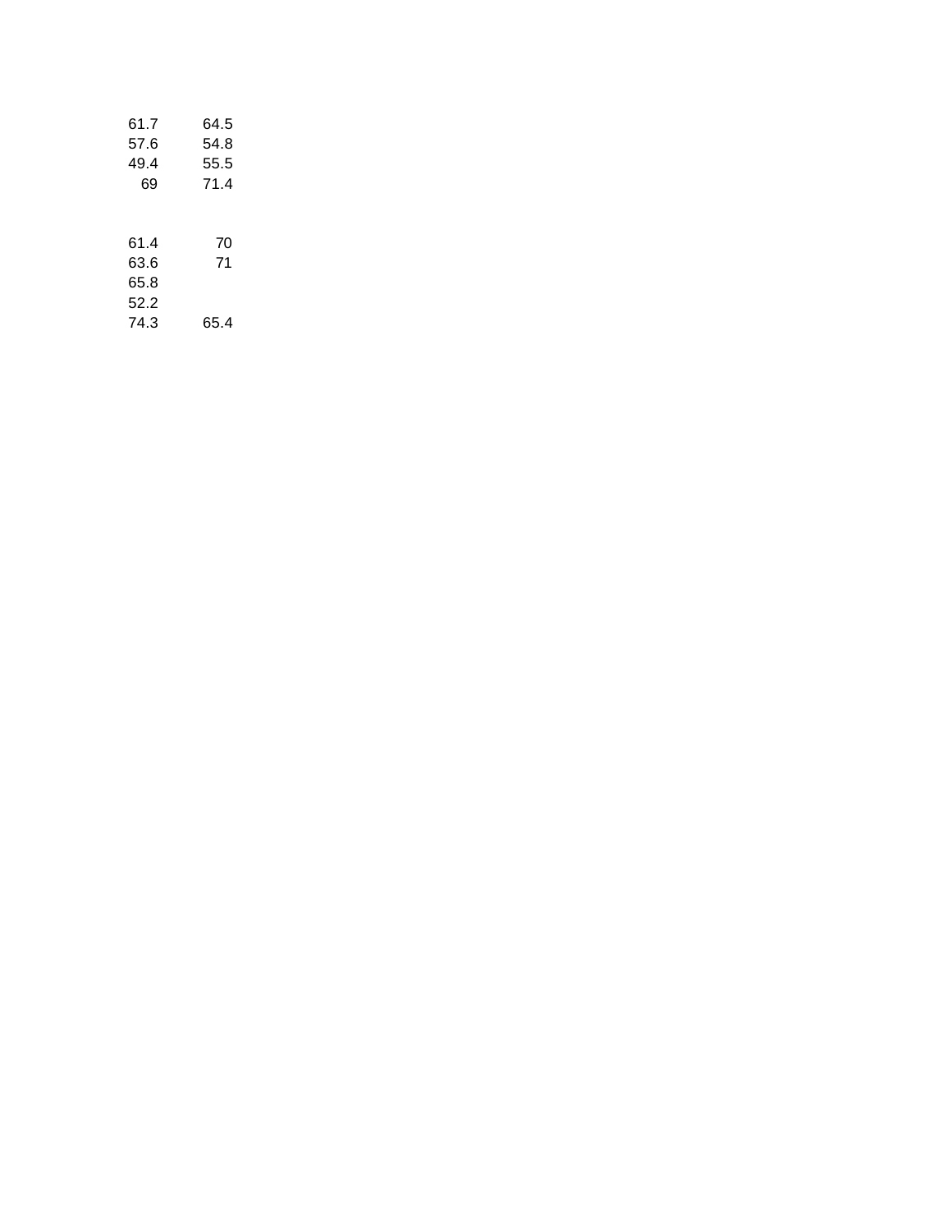| | |
|---|---|
| 61.7 | 64.5 |
| 57.6 | 54.8 |
| 49.4 | 55.5 |
| 69 | 71.4 |
| | |
| | |
| 61.4 | 70 |
| 63.6 | 71 |
| 65.8 | |
| 52.2 | |
| 74.3 | 65.4 |